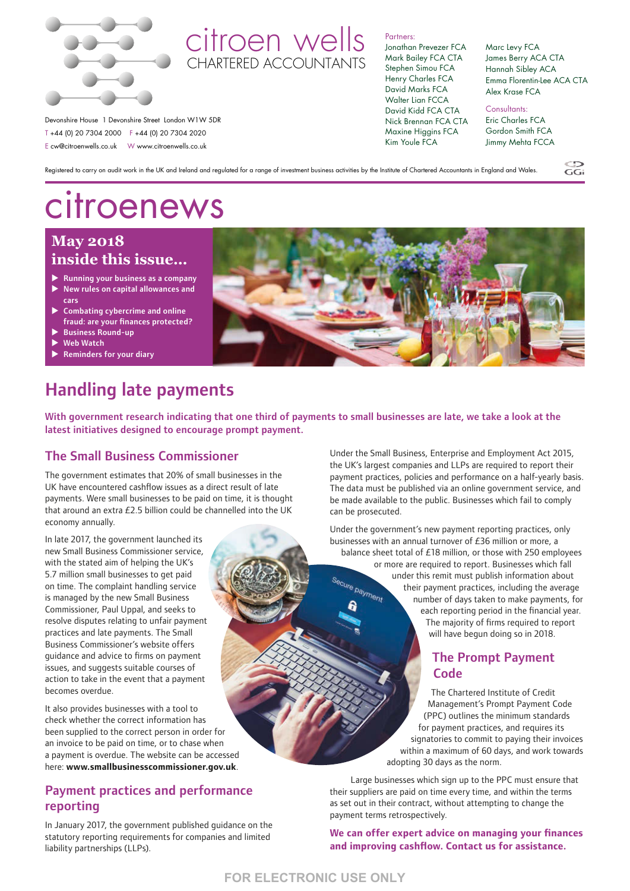# citroen wells

CHARTERED ACCOUNTANTS

Devonshire House 1 Devonshire Street London W1W 5DR
T +44 (0) 20 7304 2000 F +44 (0) 20 7304 2020
E cw@citroenwells.co.uk W www.citroenwells.co.uk

Partners:
Jonathan Prevezer FCA
Mark Bailey FCA CTA
Stephen Simou FCA
Henry Charles FCA
David Marks FCA
Walter Lian FCCA
David Kidd FCA CTA
Nick Brennan FCA CTA
Maxine Higgins FCA
Kim Youle FCA
Marc Levy FCA
James Berry ACA CTA
Hannah Sibley ACA
Emma Florentin-Lee ACA CTA
Alex Krase FCA

Consultants:
Eric Charles FCA
Gordon Smith FCA
Jimmy Mehta FCCA

Registered to carry on audit work in the UK and Ireland and regulated for a range of investment business activities by the Institute of Chartered Accountants in England and Wales.

# citroenews

## May 2018 inside this issue...

- Running your business as a company
- New rules on capital allowances and cars
- Combating cybercrime and online fraud: are your finances protected?
- Business Round-up
- Web Watch
- Reminders for your diary

# Handling late payments

**With government research indicating that one third of payments to small businesses are late, we take a look at the latest initiatives designed to encourage prompt payment.**

## The Small Business Commissioner

The government estimates that 20% of small businesses in the UK have encountered cashflow issues as a direct result of late payments. Were small businesses to be paid on time, it is thought that around an extra £2.5 billion could be channelled into the UK economy annually.

In late 2017, the government launched its new Small Business Commissioner service, with the stated aim of helping the UK's 5.7 million small businesses to get paid on time. The complaint handling service is managed by the new Small Business Commissioner, Paul Uppal, and seeks to resolve disputes relating to unfair payment practices and late payments. The Small Business Commissioner's website offers guidance and advice to firms on payment issues, and suggests suitable courses of action to take in the event that a payment becomes overdue.

It also provides businesses with a tool to check whether the correct information has been supplied to the correct person in order for an invoice to be paid on time, or to chase when a payment is overdue. The website can be accessed here: **www.smallbusinesscommissioner.gov.uk**.

## Payment practices and performance reporting

In January 2017, the government published guidance on the statutory reporting requirements for companies and limited liability partnerships (LLPs).

Under the Small Business, Enterprise and Employment Act 2015, the UK's largest companies and LLPs are required to report their payment practices, policies and performance on a half-yearly basis. The data must be published via an online government service, and be made available to the public. Businesses which fail to comply can be prosecuted.

Under the government's new payment reporting practices, only businesses with an annual turnover of £36 million or more, a balance sheet total of £18 million, or those with 250 employees or more are required to report. Businesses which fall under this remit must publish information about their payment practices, including the average number of days taken to make payments, for each reporting period in the financial year. The majority of firms required to report will have begun doing so in 2018.

## The Prompt Payment Code

The Chartered Institute of Credit Management's Prompt Payment Code (PPC) outlines the minimum standards for payment practices, and requires its signatories to commit to paying their invoices within a maximum of 60 days, and work towards adopting 30 days as the norm.

Large businesses which sign up to the PPC must ensure that their suppliers are paid on time every time, and within the terms as set out in their contract, without attempting to change the payment terms retrospectively.

**We can offer expert advice on managing your finances and improving cashflow. Contact us for assistance.**

FOR ELECTRONIC USE ONLY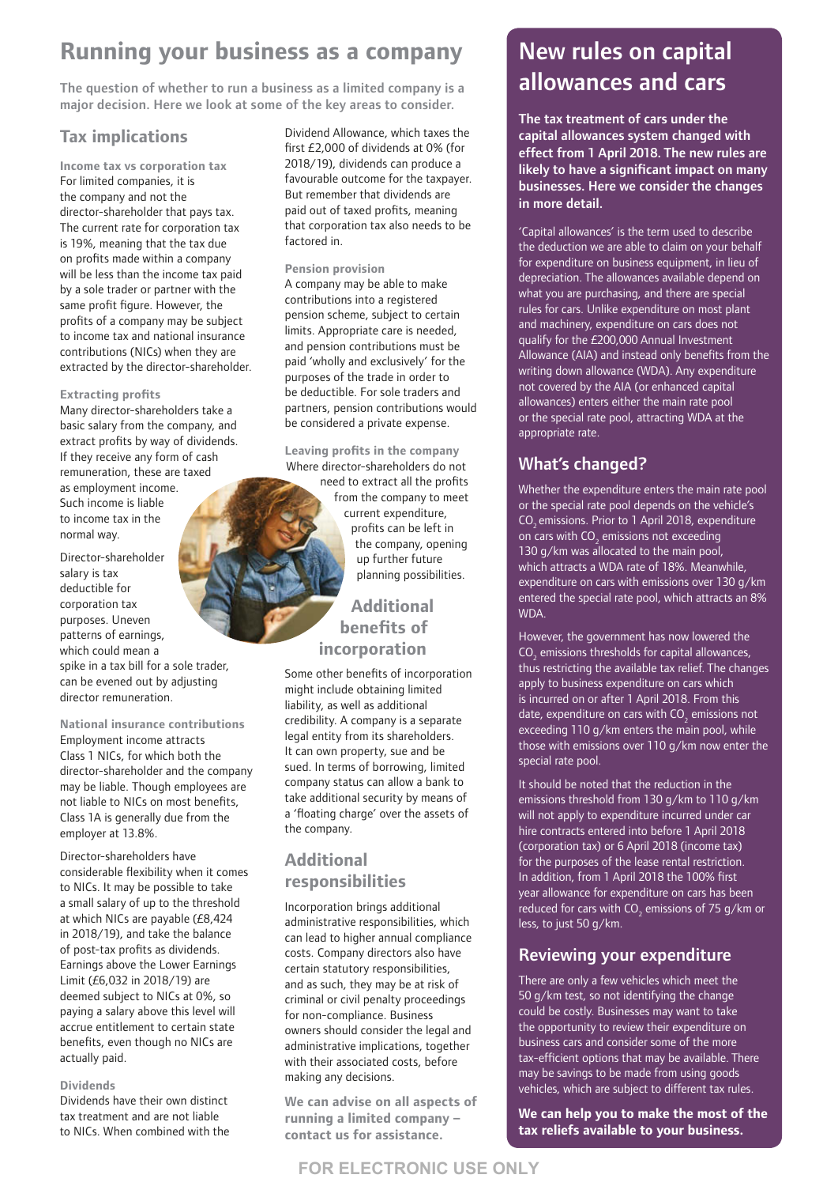# Running your business as a company

**The question of whether to run a business as a limited company is a major decision. Here we look at some of the key areas to consider.**

## Tax implications

### Income tax vs corporation tax

For limited companies, it is the company and not the director-shareholder that pays tax. The current rate for corporation tax is 19%, meaning that the tax due on profits made within a company will be less than the income tax paid by a sole trader or partner with the same profit figure. However, the profits of a company may be subject to income tax and national insurance contributions (NICs) when they are extracted by the director-shareholder.

### Extracting profits

Many director-shareholders take a basic salary from the company, and extract profits by way of dividends. If they receive any form of cash remuneration, these are taxed as employment income. Such income is liable to income tax in the normal way.

Director-shareholder salary is tax deductible for corporation tax purposes. Uneven patterns of earnings, which could mean a spike in a tax bill for a sole trader, can be evened out by adjusting director remuneration.

### National insurance contributions

Employment income attracts Class 1 NICs, for which both the director-shareholder and the company may be liable. Though employees are not liable to NICs on most benefits, Class 1A is generally due from the employer at 13.8%.

Director-shareholders have considerable flexibility when it comes to NICs. It may be possible to take a small salary of up to the threshold at which NICs are payable (£8,424 in 2018/19), and take the balance of post-tax profits as dividends. Earnings above the Lower Earnings Limit (£6,032 in 2018/19) are deemed subject to NICs at 0%, so paying a salary above this level will accrue entitlement to certain state benefits, even though no NICs are actually paid.

### Dividends

Dividends have their own distinct tax treatment and are not liable to NICs. When combined with the Dividend Allowance, which taxes the first £2,000 of dividends at 0% (for 2018/19), dividends can produce a favourable outcome for the taxpayer. But remember that dividends are paid out of taxed profits, meaning that corporation tax also needs to be factored in.

### Pension provision

A company may be able to make contributions into a registered pension scheme, subject to certain limits. Appropriate care is needed, and pension contributions must be paid 'wholly and exclusively' for the purposes of the trade in order to be deductible. For sole traders and partners, pension contributions would be considered a private expense.

### Leaving profits in the company

Where director-shareholders do not need to extract all the profits from the company to meet current expenditure, profits can be left in the company, opening up further future planning possibilities.

## Additional benefits of incorporation

Some other benefits of incorporation might include obtaining limited liability, as well as additional credibility. A company is a separate legal entity from its shareholders. It can own property, sue and be sued. In terms of borrowing, limited company status can allow a bank to take additional security by means of a 'floating charge' over the assets of the company.

## Additional responsibilities

Incorporation brings additional administrative responsibilities, which can lead to higher annual compliance costs. Company directors also have certain statutory responsibilities, and as such, they may be at risk of criminal or civil penalty proceedings for non-compliance. Business owners should consider the legal and administrative implications, together with their associated costs, before making any decisions.

**We can advise on all aspects of running a limited company – contact us for assistance.**

# New rules on capital allowances and cars

**The tax treatment of cars under the capital allowances system changed with effect from 1 April 2018. The new rules are likely to have a significant impact on many businesses. Here we consider the changes in more detail.**

'Capital allowances' is the term used to describe the deduction we are able to claim on your behalf for expenditure on business equipment, in lieu of depreciation. The allowances available depend on what you are purchasing, and there are special rules for cars. Unlike expenditure on most plant and machinery, expenditure on cars does not qualify for the £200,000 Annual Investment Allowance (AIA) and instead only benefits from the writing down allowance (WDA). Any expenditure not covered by the AIA (or enhanced capital allowances) enters either the main rate pool or the special rate pool, attracting WDA at the appropriate rate.

## What's changed?

Whether the expenditure enters the main rate pool or the special rate pool depends on the vehicle's $CO_2$ emissions. Prior to 1 April 2018, expenditure on cars with $CO_2$ emissions not exceeding 130 g/km was allocated to the main pool, which attracts a WDA rate of 18%. Meanwhile, expenditure on cars with emissions over 130 g/km entered the special rate pool, which attracts an 8% WDA.

However, the government has now lowered the $CO_2$ emissions thresholds for capital allowances, thus restricting the available tax relief. The changes apply to business expenditure on cars which is incurred on or after 1 April 2018. From this date, expenditure on cars with $CO_2$ emissions not exceeding 110 g/km enters the main pool, while those with emissions over 110 g/km now enter the special rate pool.

It should be noted that the reduction in the emissions threshold from 130 g/km to 110 g/km will not apply to expenditure incurred under car hire contracts entered into before 1 April 2018 (corporation tax) or 6 April 2018 (income tax) for the purposes of the lease rental restriction. In addition, from 1 April 2018 the 100% first year allowance for expenditure on cars has been reduced for cars with $CO_2$ emissions of 75 g/km or less, to just 50 g/km.

## Reviewing your expenditure

There are only a few vehicles which meet the 50 g/km test, so not identifying the change could be costly. Businesses may want to take the opportunity to review their expenditure on business cars and consider some of the more tax-efficient options that may be available. There may be savings to be made from using goods vehicles, which are subject to different tax rules.

**We can help you to make the most of the tax reliefs available to your business.**

FOR ELECTRONIC USE ONLY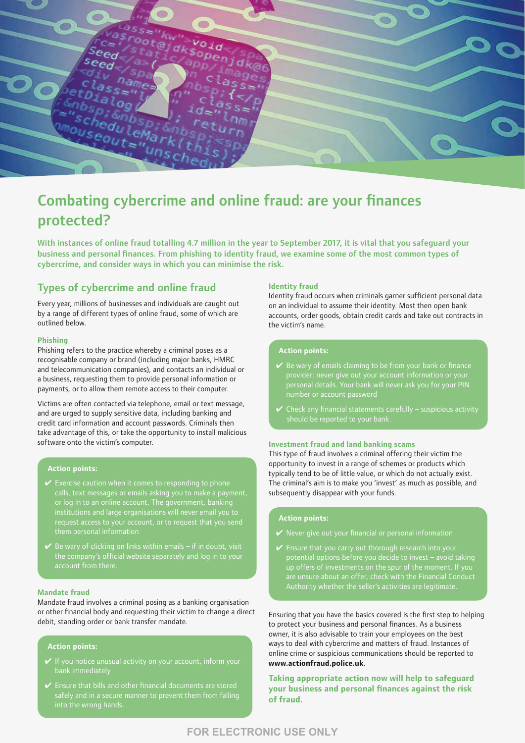# Combating cybercrime and online fraud: are your finances protected?

**With instances of online fraud totalling 4.7 million in the year to September 2017, it is vital that you safeguard your business and personal finances. From phishing to identity fraud, we examine some of the most common types of cybercrime, and consider ways in which you can minimise the risk.**

## Types of cybercrime and online fraud

Every year, millions of businesses and individuals are caught out by a range of different types of online fraud, some of which are outlined below.

### Phishing

Phishing refers to the practice whereby a criminal poses as a recognisable company or brand (including major banks, HMRC and telecommunication companies), and contacts an individual or a business, requesting them to provide personal information or payments, or to allow them remote access to their computer.

Victims are often contacted via telephone, email or text message, and are urged to supply sensitive data, including banking and credit card information and account passwords. Criminals then take advantage of this, or take the opportunity to install malicious software onto the victim's computer.

**Action points:**

- ✔ Exercise caution when it comes to responding to phone calls, text messages or emails asking you to make a payment, or log in to an online account. The government, banking institutions and large organisations will never email you to request access to your account, or to request that you send them personal information
- ✔ Be wary of clicking on links within emails – if in doubt, visit the company's official website separately and log in to your account from there.

### Mandate fraud

Mandate fraud involves a criminal posing as a banking organisation or other financial body and requesting their victim to change a direct debit, standing order or bank transfer mandate.

**Action points:**

- ✔ If you notice unusual activity on your account, inform your bank immediately
- ✔ Ensure that bills and other financial documents are stored safely and in a secure manner to prevent them from falling into the wrong hands.

### Identity fraud

Identity fraud occurs when criminals garner sufficient personal data on an individual to assume their identity. Most then open bank accounts, order goods, obtain credit cards and take out contracts in the victim's name.

**Action points:**

- ✔ Be wary of emails claiming to be from your bank or finance provider: never give out your account information or your personal details. Your bank will never ask you for your PIN number or account password
- ✔ Check any financial statements carefully – suspicious activity should be reported to your bank.

### Investment fraud and land banking scams

This type of fraud involves a criminal offering their victim the opportunity to invest in a range of schemes or products which typically tend to be of little value, or which do not actually exist. The criminal's aim is to make you 'invest' as much as possible, and subsequently disappear with your funds.

**Action points:**

- ✔ Never give out your financial or personal information
- ✔ Ensure that you carry out thorough research into your potential options before you decide to invest – avoid taking up offers of investments on the spur of the moment. If you are unsure about an offer, check with the Financial Conduct Authority whether the seller's activities are legitimate.

Ensuring that you have the basics covered is the first step to helping to protect your business and personal finances. As a business owner, it is also advisable to train your employees on the best ways to deal with cybercrime and matters of fraud. Instances of online crime or suspicious communications should be reported to **www.actionfraud.police.uk**.

**Taking appropriate action now will help to safeguard your business and personal finances against the risk of fraud.**

FOR ELECTRONIC USE ONLY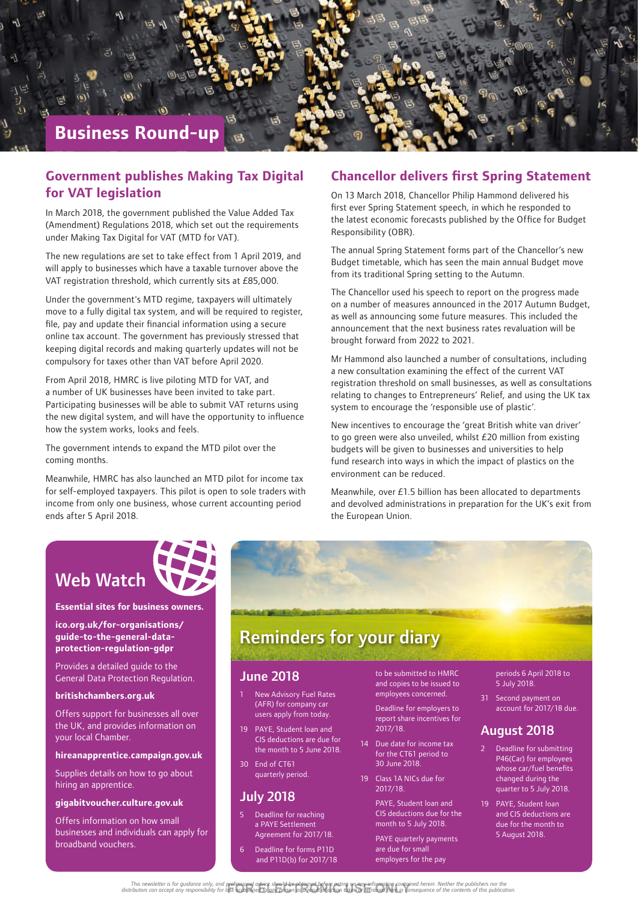# Business Round-up

## Government publishes Making Tax Digital for VAT legislation

In March 2018, the government published the Value Added Tax (Amendment) Regulations 2018, which set out the requirements under Making Tax Digital for VAT (MTD for VAT).

The new regulations are set to take effect from 1 April 2019, and will apply to businesses which have a taxable turnover above the VAT registration threshold, which currently sits at £85,000.

Under the government's MTD regime, taxpayers will ultimately move to a fully digital tax system, and will be required to register, file, pay and update their financial information using a secure online tax account. The government has previously stressed that keeping digital records and making quarterly updates will not be compulsory for taxes other than VAT before April 2020.

From April 2018, HMRC is live piloting MTD for VAT, and a number of UK businesses have been invited to take part. Participating businesses will be able to submit VAT returns using the new digital system, and will have the opportunity to influence how the system works, looks and feels.

The government intends to expand the MTD pilot over the coming months.

Meanwhile, HMRC has also launched an MTD pilot for income tax for self-employed taxpayers. This pilot is open to sole traders with income from only one business, whose current accounting period ends after 5 April 2018.

## Chancellor delivers first Spring Statement

On 13 March 2018, Chancellor Philip Hammond delivered his first ever Spring Statement speech, in which he responded to the latest economic forecasts published by the Office for Budget Responsibility (OBR).

The annual Spring Statement forms part of the Chancellor's new Budget timetable, which has seen the main annual Budget move from its traditional Spring setting to the Autumn.

The Chancellor used his speech to report on the progress made on a number of measures announced in the 2017 Autumn Budget, as well as announcing some future measures. This included the announcement that the next business rates revaluation will be brought forward from 2022 to 2021.

Mr Hammond also launched a number of consultations, including a new consultation examining the effect of the current VAT registration threshold on small businesses, as well as consultations relating to changes to Entrepreneurs' Relief, and using the UK tax system to encourage the 'responsible use of plastic'.

New incentives to encourage the 'great British white van driver' to go green were also unveiled, whilst £20 million from existing budgets will be given to businesses and universities to help fund research into ways in which the impact of plastics on the environment can be reduced.

Meanwhile, over £1.5 billion has been allocated to departments and devolved administrations in preparation for the UK's exit from the European Union.

## Web Watch

**Essential sites for business owners.**

**ico.org.uk/for-organisations/guide-to-the-general-data-protection-regulation-gdpr**

Provides a detailed guide to the General Data Protection Regulation.

**britishchambers.org.uk**

Offers support for businesses all over the UK, and provides information on your local Chamber.

**hireanapprentice.campaign.gov.uk**

Supplies details on how to go about hiring an apprentice.

**gigabitvoucher.culture.gov.uk**

Offers information on how small businesses and individuals can apply for broadband vouchers.

## Reminders for your diary

### June 2018

- 1 New Advisory Fuel Rates (AFR) for company car users apply from today.
- 19 PAYE, Student loan and CIS deductions are due for the month to 5 June 2018.
- 30 End of CT61 quarterly period.

### July 2018

- 5 Deadline for reaching a PAYE Settlement Agreement for 2017/18.
- 6 Deadline for forms P11D and P11D(b) for 2017/18 to be submitted to HMRC and copies to be issued to employees concerned.

  Deadline for employers to report share incentives for 2017/18.
- 14 Due date for income tax for the CT61 period to 30 June 2018.
- 19 Class 1A NICs due for 2017/18.

  PAYE, Student loan and CIS deductions due for the month to 5 July 2018.

  PAYE quarterly payments are due for small employers for the pay periods 6 April 2018 to 5 July 2018.
- 31 Second payment on account for 2017/18 due.

### August 2018

- 2 Deadline for submitting P46(Car) for employees whose car/fuel benefits changed during the quarter to 5 July 2018.
- 19 PAYE, Student loan and CIS deductions are due for the month to 5 August 2018.

*This newsletter is for guidance only, and professional advice should be obtained before acting on any information contained herein. Neither the publishers nor the distributors can accept any responsibility for loss occasioned to any person as a result of action taken or refrained from in consequence of the contents of this publication.*